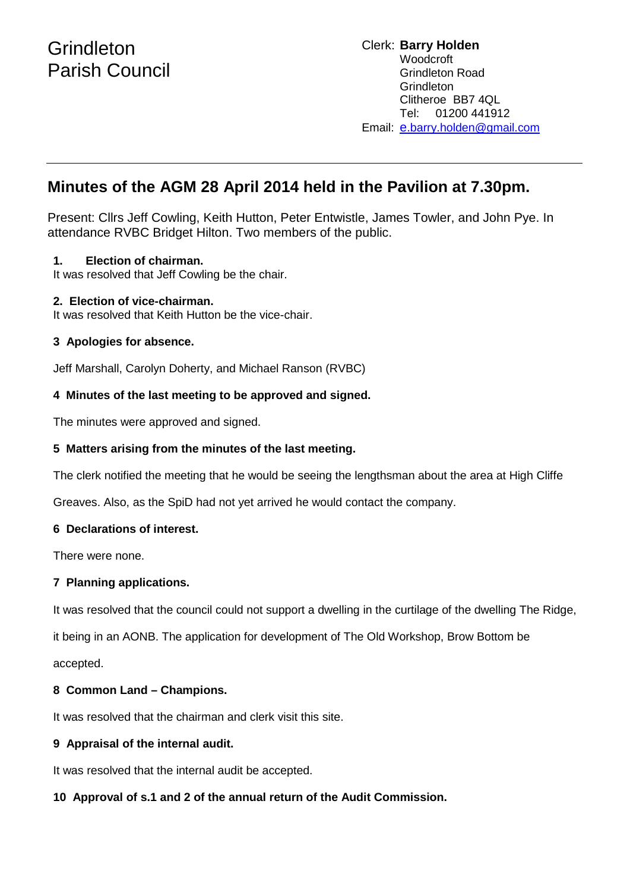Grindleton
Parish Council

Clerk: **Barry Holden**
Woodcroft
Grindleton Road
Grindleton
Clitheroe BB7 4QL
Tel: 01200 441912
Email: e.barry.holden@gmail.com

---

# Minutes of the AGM 28 April 2014 held in the Pavilion at 7.30pm.

Present: Cllrs Jeff Cowling, Keith Hutton, Peter Entwistle, James Towler, and John Pye. In attendance RVBC Bridget Hilton. Two members of the public.

**1. Election of chairman.**

It was resolved that Jeff Cowling be the chair.

**2. Election of vice-chairman.**

It was resolved that Keith Hutton be the vice-chair.

**3 Apologies for absence.**

Jeff Marshall, Carolyn Doherty, and Michael Ranson (RVBC)

**4 Minutes of the last meeting to be approved and signed.**

The minutes were approved and signed.

**5 Matters arising from the minutes of the last meeting.**

The clerk notified the meeting that he would be seeing the lengthsman about the area at High Cliffe Greaves. Also, as the SpiD had not yet arrived he would contact the company.

**6 Declarations of interest.**

There were none.

**7 Planning applications.**

It was resolved that the council could not support a dwelling in the curtilage of the dwelling The Ridge, it being in an AONB. The application for development of The Old Workshop, Brow Bottom be accepted.

**8 Common Land – Champions.**

It was resolved that the chairman and clerk visit this site.

**9 Appraisal of the internal audit.**

It was resolved that the internal audit be accepted.

**10 Approval of s.1 and 2 of the annual return of the Audit Commission.**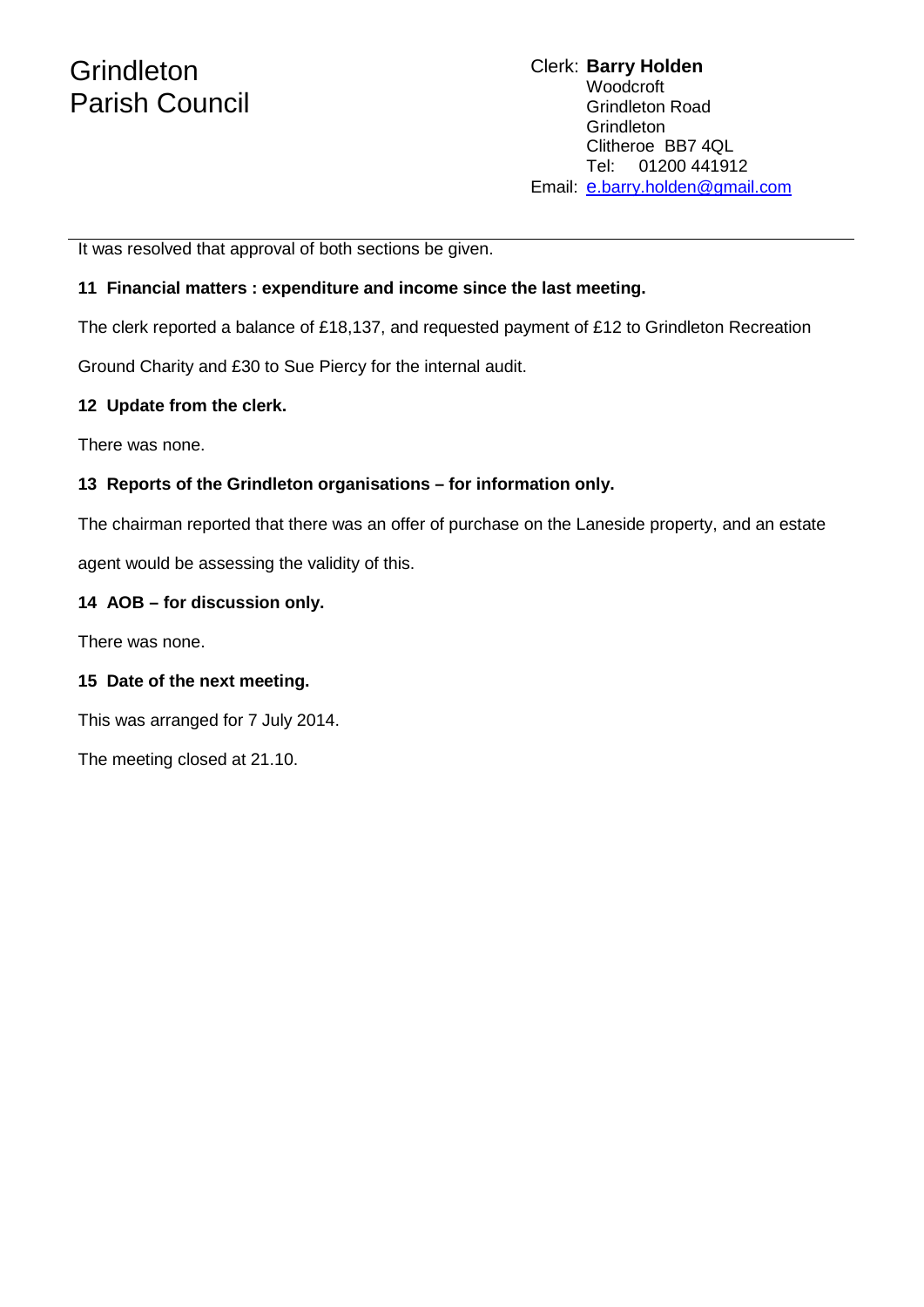Grindleton
Parish Council

Clerk: **Barry Holden**
Woodcroft
Grindleton Road
Grindleton
Clitheroe BB7 4QL
Tel: 01200 441912
Email: e.barry.holden@gmail.com

---

It was resolved that approval of both sections be given.

**11 Financial matters : expenditure and income since the last meeting.**

The clerk reported a balance of £18,137, and requested payment of £12 to Grindleton Recreation Ground Charity and £30 to Sue Piercy for the internal audit.

**12 Update from the clerk.**

There was none.

**13 Reports of the Grindleton organisations – for information only.**

The chairman reported that there was an offer of purchase on the Laneside property, and an estate agent would be assessing the validity of this.

**14 AOB – for discussion only.**

There was none.

**15 Date of the next meeting.**

This was arranged for 7 July 2014.

The meeting closed at 21.10.